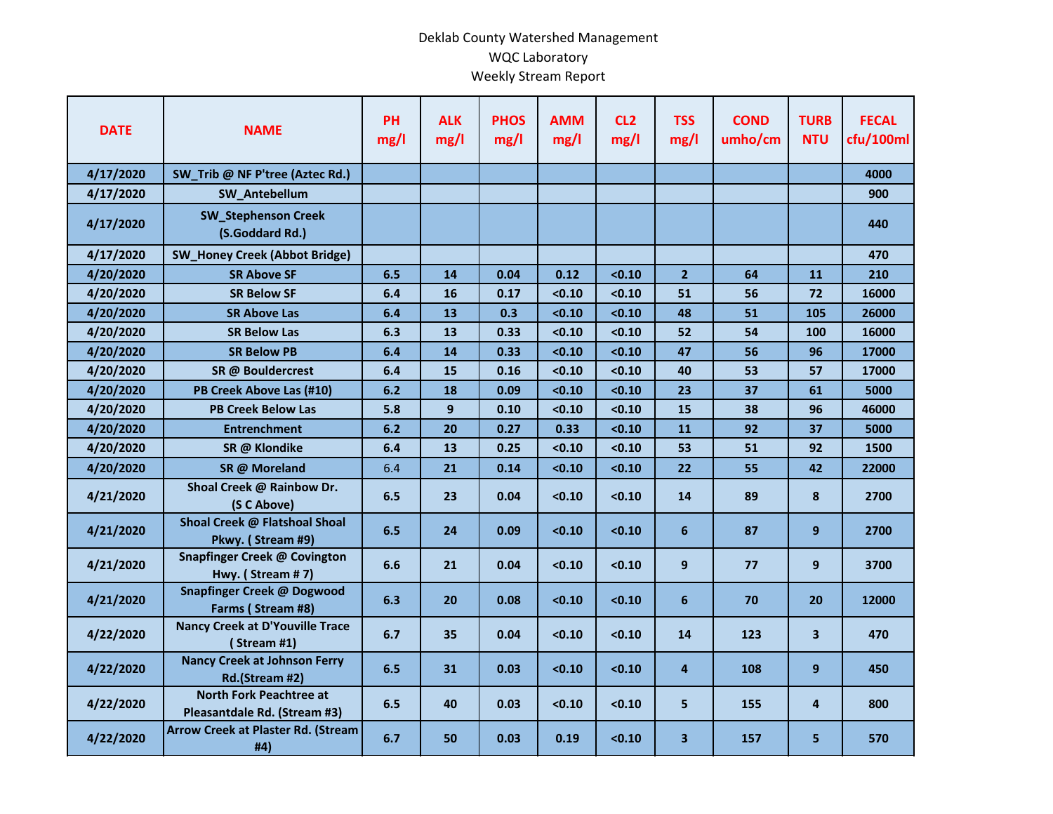Deklab County Watershed Management
WQC Laboratory
Weekly Stream Report

| DATE | NAME | PH mg/l | ALK mg/l | PHOS mg/l | AMM mg/l | CL2 mg/l | TSS mg/l | COND umho/cm | TURB NTU | FECAL cfu/100ml |
|---|---|---|---|---|---|---|---|---|---|---|
| 4/17/2020 | SW_Trib @ NF P'tree (Aztec Rd.) | | | | | | | | | 4000 |
| 4/17/2020 | SW_Antebellum | | | | | | | | | 900 |
| 4/17/2020 | SW_Stephenson Creek (S.Goddard Rd.) | | | | | | | | | 440 |
| 4/17/2020 | SW_Honey Creek (Abbot Bridge) | | | | | | | | | 470 |
| 4/20/2020 | SR Above SF | 6.5 | 14 | 0.04 | 0.12 | <0.10 | 2 | 64 | 11 | 210 |
| 4/20/2020 | SR Below SF | 6.4 | 16 | 0.17 | <0.10 | <0.10 | 51 | 56 | 72 | 16000 |
| 4/20/2020 | SR Above Las | 6.4 | 13 | 0.3 | <0.10 | <0.10 | 48 | 51 | 105 | 26000 |
| 4/20/2020 | SR Below Las | 6.3 | 13 | 0.33 | <0.10 | <0.10 | 52 | 54 | 100 | 16000 |
| 4/20/2020 | SR Below PB | 6.4 | 14 | 0.33 | <0.10 | <0.10 | 47 | 56 | 96 | 17000 |
| 4/20/2020 | SR @ Bouldercrest | 6.4 | 15 | 0.16 | <0.10 | <0.10 | 40 | 53 | 57 | 17000 |
| 4/20/2020 | PB Creek Above Las (#10) | 6.2 | 18 | 0.09 | <0.10 | <0.10 | 23 | 37 | 61 | 5000 |
| 4/20/2020 | PB Creek Below Las | 5.8 | 9 | 0.10 | <0.10 | <0.10 | 15 | 38 | 96 | 46000 |
| 4/20/2020 | Entrenchment | 6.2 | 20 | 0.27 | 0.33 | <0.10 | 11 | 92 | 37 | 5000 |
| 4/20/2020 | SR @ Klondike | 6.4 | 13 | 0.25 | <0.10 | <0.10 | 53 | 51 | 92 | 1500 |
| 4/20/2020 | SR @ Moreland | 6.4 | 21 | 0.14 | <0.10 | <0.10 | 22 | 55 | 42 | 22000 |
| 4/21/2020 | Shoal Creek @ Rainbow Dr. (S C Above) | 6.5 | 23 | 0.04 | <0.10 | <0.10 | 14 | 89 | 8 | 2700 |
| 4/21/2020 | Shoal Creek @ Flatshoal Shoal Pkwy. ( Stream #9) | 6.5 | 24 | 0.09 | <0.10 | <0.10 | 6 | 87 | 9 | 2700 |
| 4/21/2020 | Snapfinger Creek @ Covington Hwy. ( Stream # 7) | 6.6 | 21 | 0.04 | <0.10 | <0.10 | 9 | 77 | 9 | 3700 |
| 4/21/2020 | Snapfinger Creek @ Dogwood Farms ( Stream #8) | 6.3 | 20 | 0.08 | <0.10 | <0.10 | 6 | 70 | 20 | 12000 |
| 4/22/2020 | Nancy Creek at D'Youville Trace ( Stream #1) | 6.7 | 35 | 0.04 | <0.10 | <0.10 | 14 | 123 | 3 | 470 |
| 4/22/2020 | Nancy Creek at Johnson Ferry Rd.(Stream #2) | 6.5 | 31 | 0.03 | <0.10 | <0.10 | 4 | 108 | 9 | 450 |
| 4/22/2020 | North Fork Peachtree at Pleasantdale Rd. (Stream #3) | 6.5 | 40 | 0.03 | <0.10 | <0.10 | 5 | 155 | 4 | 800 |
| 4/22/2020 | Arrow Creek at Plaster Rd. (Stream #4) | 6.7 | 50 | 0.03 | 0.19 | <0.10 | 3 | 157 | 5 | 570 |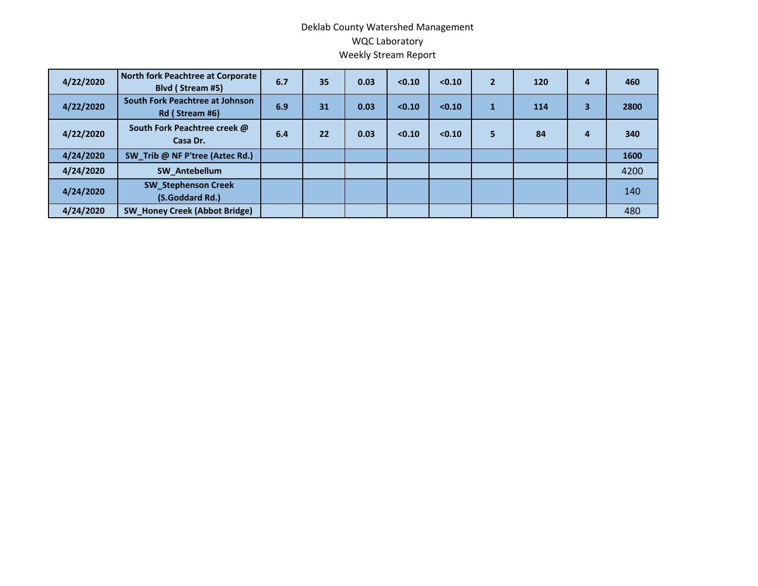Deklab County Watershed Management

WQC Laboratory

Weekly Stream Report

| | | | | | | | | | | |
|---|---|---|---|---|---|---|---|---|---|---|
| **4/22/2020** | **North fork Peachtree at Corporate Blvd ( Stream #5)** | **6.7** | **35** | **0.03** | **<0.10** | **<0.10** | **2** | **120** | **4** | **460** |
| **4/22/2020** | **South Fork Peachtree at Johnson Rd ( Stream #6)** | **6.9** | **31** | **0.03** | **<0.10** | **<0.10** | **1** | **114** | **3** | **2800** |
| **4/22/2020** | **South Fork Peachtree creek @ Casa Dr.** | **6.4** | **22** | **0.03** | **<0.10** | **<0.10** | **5** | **84** | **4** | **340** |
| **4/24/2020** | **SW_Trib @ NF P'tree (Aztec Rd.)** | | | | | | | | | **1600** |
| **4/24/2020** | **SW_Antebellum** | | | | | | | | | 4200 |
| **4/24/2020** | **SW_Stephenson Creek (S.Goddard Rd.)** | | | | | | | | | 140 |
| **4/24/2020** | **SW_Honey Creek (Abbot Bridge)** | | | | | | | | | 480 |